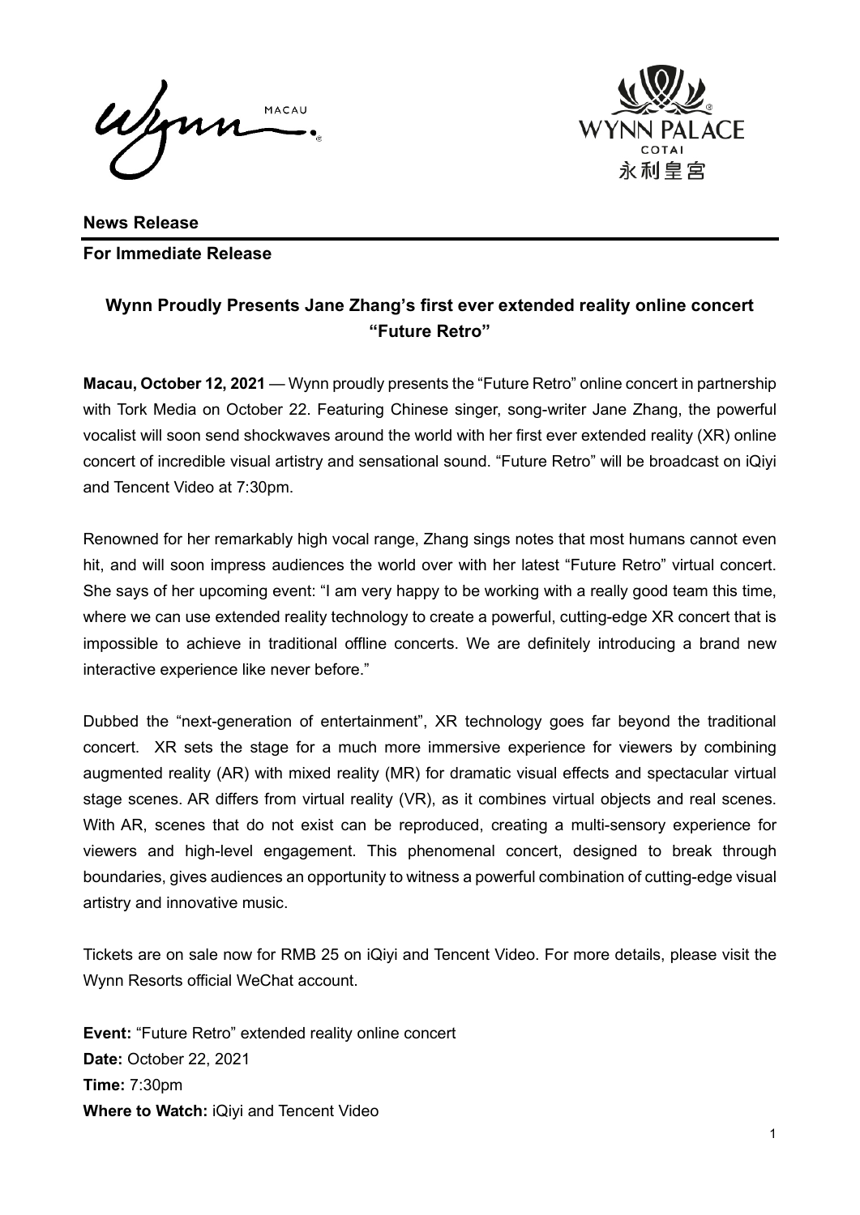**News Release**

**For Immediate Release**

## Wynn Proudly Presents Jane Zhang's first ever extended reality online concert "Future Retro"

**Macau, October 12, 2021** — Wynn proudly presents the "Future Retro" online concert in partnership with Tork Media on October 22. Featuring Chinese singer, song-writer Jane Zhang, the powerful vocalist will soon send shockwaves around the world with her first ever extended reality (XR) online concert of incredible visual artistry and sensational sound. "Future Retro" will be broadcast on iQiyi and Tencent Video at 7:30pm.

Renowned for her remarkably high vocal range, Zhang sings notes that most humans cannot even hit, and will soon impress audiences the world over with her latest "Future Retro" virtual concert. She says of her upcoming event: "I am very happy to be working with a really good team this time, where we can use extended reality technology to create a powerful, cutting-edge XR concert that is impossible to achieve in traditional offline concerts. We are definitely introducing a brand new interactive experience like never before."

Dubbed the "next-generation of entertainment", XR technology goes far beyond the traditional concert. XR sets the stage for a much more immersive experience for viewers by combining augmented reality (AR) with mixed reality (MR) for dramatic visual effects and spectacular virtual stage scenes. AR differs from virtual reality (VR), as it combines virtual objects and real scenes. With AR, scenes that do not exist can be reproduced, creating a multi-sensory experience for viewers and high-level engagement. This phenomenal concert, designed to break through boundaries, gives audiences an opportunity to witness a powerful combination of cutting-edge visual artistry and innovative music.

Tickets are on sale now for RMB 25 on iQiyi and Tencent Video. For more details, please visit the Wynn Resorts official WeChat account.

**Event:** "Future Retro" extended reality online concert
**Date:** October 22, 2021
**Time:** 7:30pm
**Where to Watch:** iQiyi and Tencent Video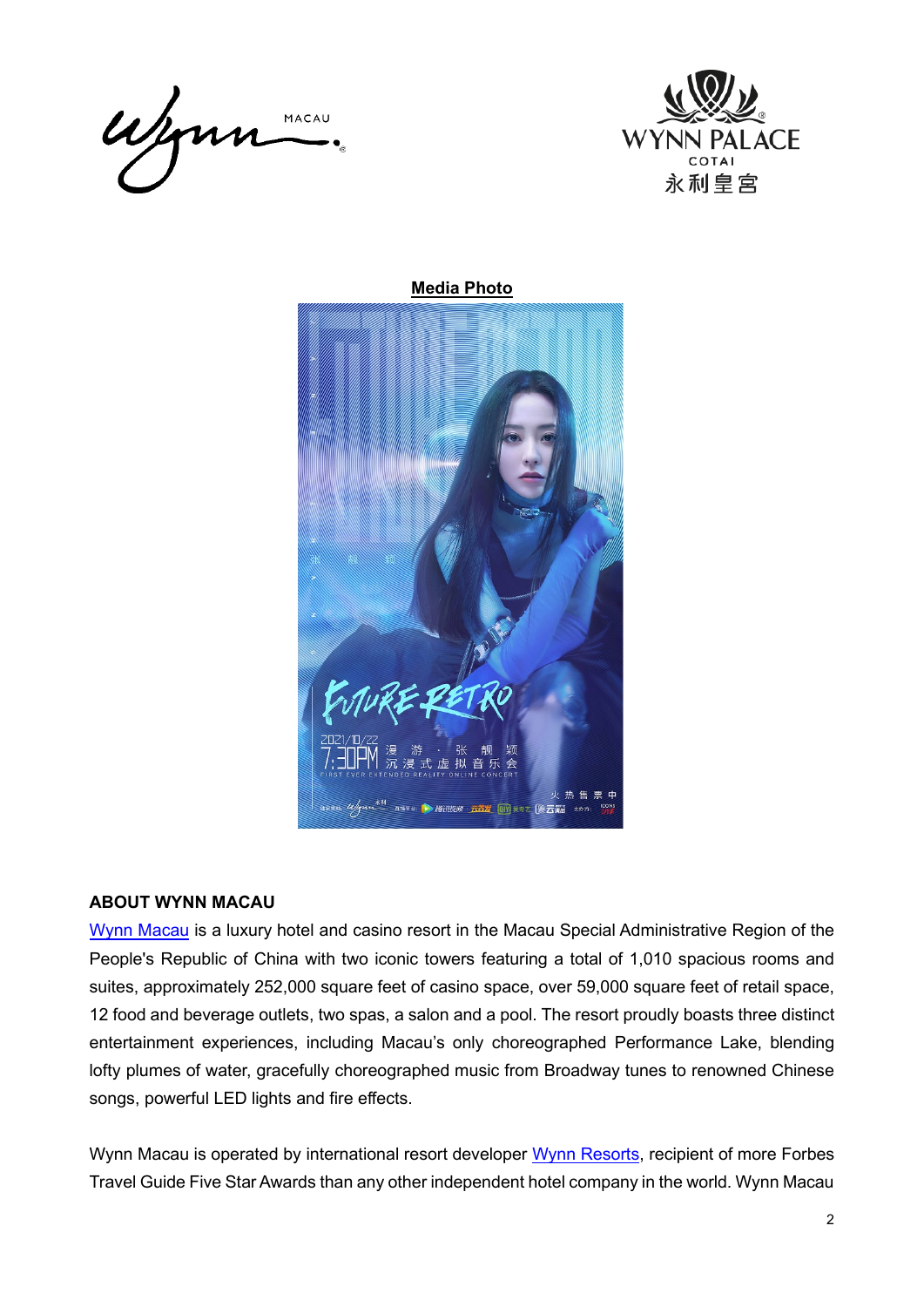**Media Photo**

## ABOUT WYNN MACAU

[Wynn Macau](#) is a luxury hotel and casino resort in the Macau Special Administrative Region of the People's Republic of China with two iconic towers featuring a total of 1,010 spacious rooms and suites, approximately 252,000 square feet of casino space, over 59,000 square feet of retail space, 12 food and beverage outlets, two spas, a salon and a pool. The resort proudly boasts three distinct entertainment experiences, including Macau's only choreographed Performance Lake, blending lofty plumes of water, gracefully choreographed music from Broadway tunes to renowned Chinese songs, powerful LED lights and fire effects.

Wynn Macau is operated by international resort developer [Wynn Resorts](#), recipient of more Forbes Travel Guide Five Star Awards than any other independent hotel company in the world. Wynn Macau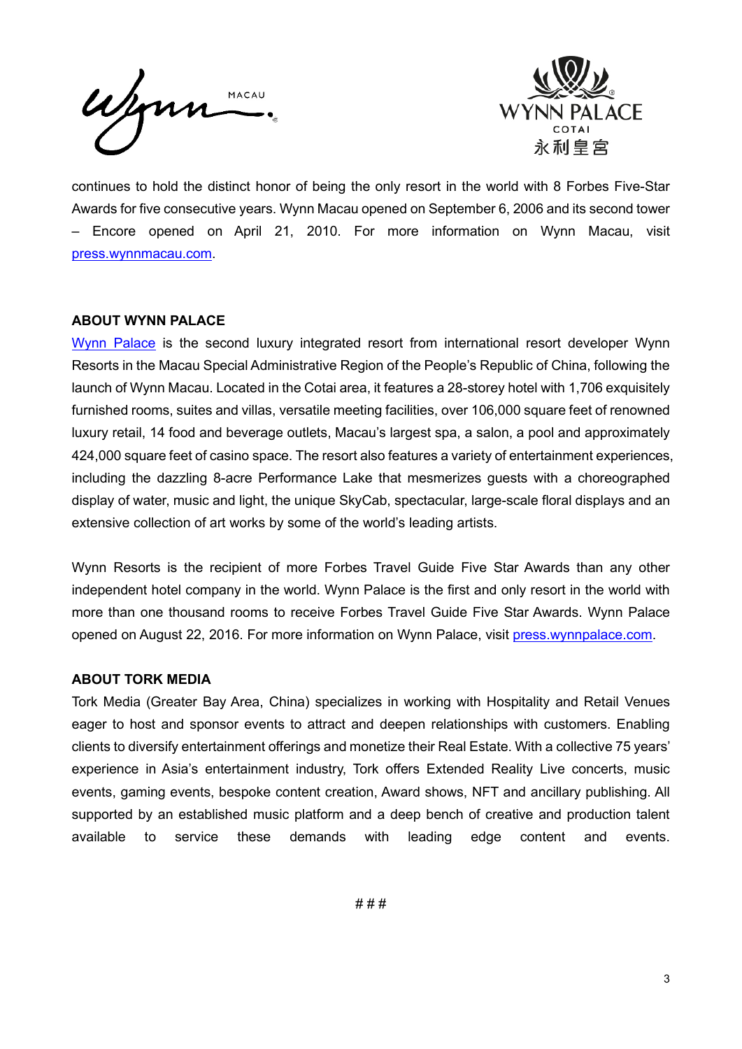continues to hold the distinct honor of being the only resort in the world with 8 Forbes Five-Star Awards for five consecutive years. Wynn Macau opened on September 6, 2006 and its second tower – Encore opened on April 21, 2010. For more information on Wynn Macau, visit [press.wynnmacau.com](press.wynnmacau.com).

**ABOUT WYNN PALACE**

[Wynn Palace](Wynn Palace) is the second luxury integrated resort from international resort developer Wynn Resorts in the Macau Special Administrative Region of the People's Republic of China, following the launch of Wynn Macau. Located in the Cotai area, it features a 28-storey hotel with 1,706 exquisitely furnished rooms, suites and villas, versatile meeting facilities, over 106,000 square feet of renowned luxury retail, 14 food and beverage outlets, Macau's largest spa, a salon, a pool and approximately 424,000 square feet of casino space. The resort also features a variety of entertainment experiences, including the dazzling 8-acre Performance Lake that mesmerizes guests with a choreographed display of water, music and light, the unique SkyCab, spectacular, large-scale floral displays and an extensive collection of art works by some of the world's leading artists.

Wynn Resorts is the recipient of more Forbes Travel Guide Five Star Awards than any other independent hotel company in the world. Wynn Palace is the first and only resort in the world with more than one thousand rooms to receive Forbes Travel Guide Five Star Awards. Wynn Palace opened on August 22, 2016. For more information on Wynn Palace, visit [press.wynnpalace.com](press.wynnpalace.com).

**ABOUT TORK MEDIA**

Tork Media (Greater Bay Area, China) specializes in working with Hospitality and Retail Venues eager to host and sponsor events to attract and deepen relationships with customers. Enabling clients to diversify entertainment offerings and monetize their Real Estate. With a collective 75 years' experience in Asia's entertainment industry, Tork offers Extended Reality Live concerts, music events, gaming events, bespoke content creation, Award shows, NFT and ancillary publishing. All supported by an established music platform and a deep bench of creative and production talent available to service these demands with leading edge content and events.

# # #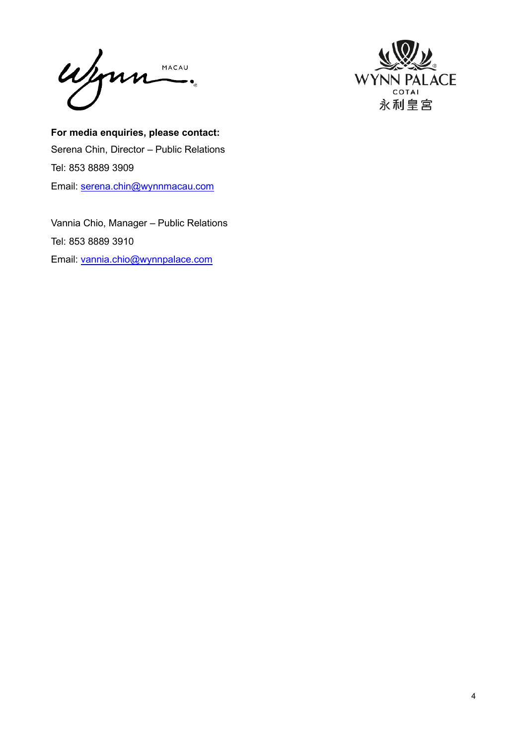**For media enquiries, please contact:**

Serena Chin, Director – Public Relations

Tel: 853 8889 3909

Email: serena.chin@wynnmacau.com

Vannia Chio, Manager – Public Relations

Tel: 853 8889 3910

Email: vannia.chio@wynnpalace.com